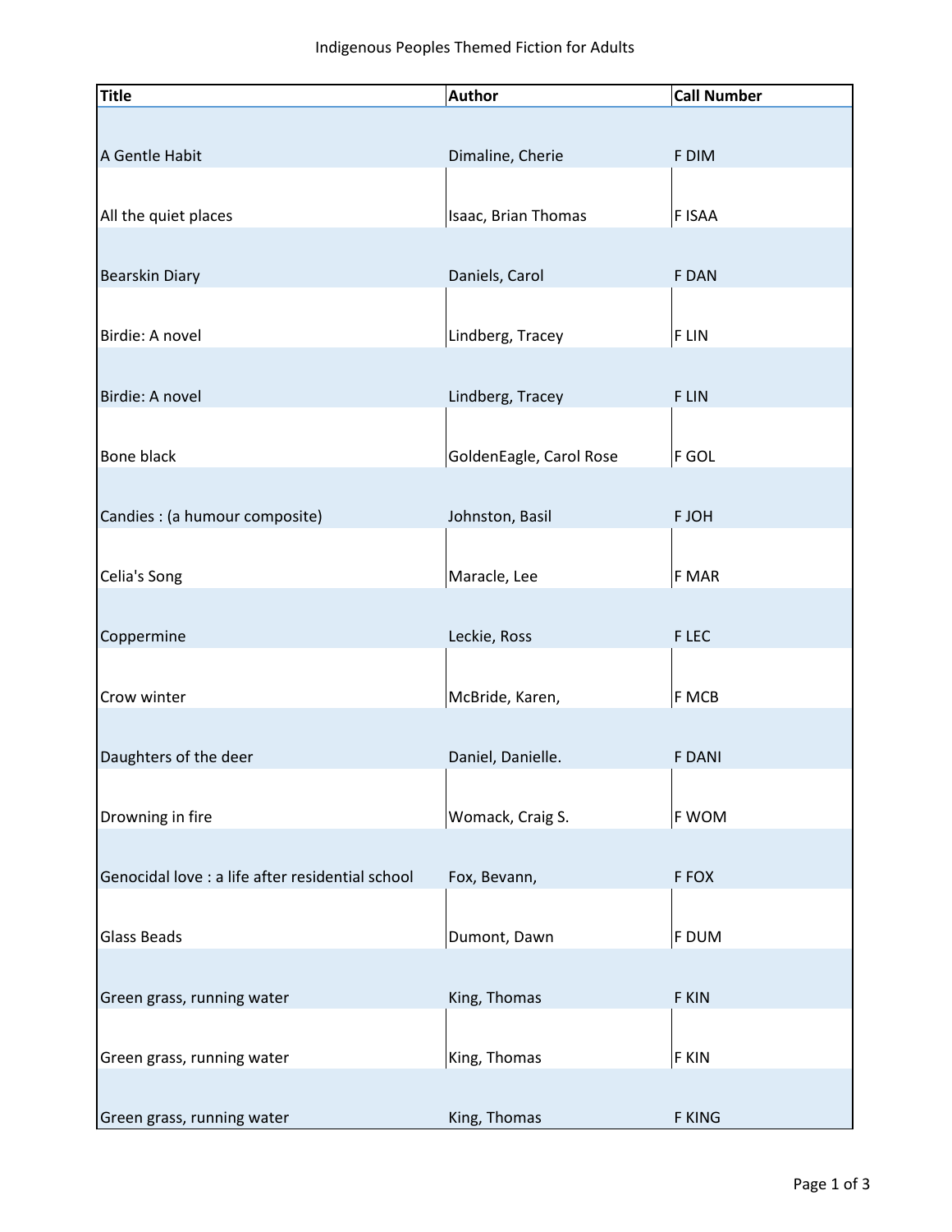# Indigenous Peoples Themed Fiction for Adults

| Title | Author | Call Number |
|---|---|---|
| A Gentle Habit | Dimaline, Cherie | F DIM |
| All the quiet places | Isaac, Brian Thomas | F ISAA |
| Bearskin Diary | Daniels, Carol | F DAN |
| Birdie: A novel | Lindberg, Tracey | F LIN |
| Birdie: A novel | Lindberg, Tracey | F LIN |
| Bone black | GoldenEagle, Carol Rose | F GOL |
| Candies : (a humour composite) | Johnston, Basil | F JOH |
| Celia's Song | Maracle, Lee | F MAR |
| Coppermine | Leckie, Ross | F LEC |
| Crow winter | McBride, Karen, | F MCB |
| Daughters of the deer | Daniel, Danielle. | F DANI |
| Drowning in fire | Womack, Craig S. | F WOM |
| Genocidal love : a life after residential school | Fox, Bevann, | F FOX |
| Glass Beads | Dumont, Dawn | F DUM |
| Green grass, running water | King, Thomas | F KIN |
| Green grass, running water | King, Thomas | F KIN |
| Green grass, running water | King, Thomas | F KING |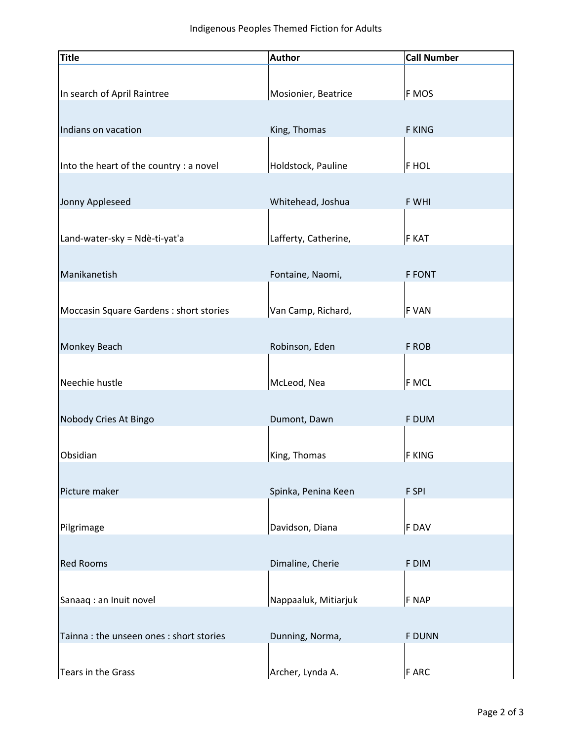Indigenous Peoples Themed Fiction for Adults

| Title | Author | Call Number |
| --- | --- | --- |
| In search of April Raintree | Mosionier, Beatrice | F MOS |
| Indians on vacation | King, Thomas | F KING |
| Into the heart of the country : a novel | Holdstock, Pauline | F HOL |
| Jonny Appleseed | Whitehead, Joshua | F WHI |
| Land-water-sky = Ndè-ti-yat'a | Lafferty, Catherine, | F KAT |
| Manikanetish | Fontaine, Naomi, | F FONT |
| Moccasin Square Gardens : short stories | Van Camp, Richard, | F VAN |
| Monkey Beach | Robinson, Eden | F ROB |
| Neechie hustle | McLeod, Nea | F MCL |
| Nobody Cries At Bingo | Dumont, Dawn | F DUM |
| Obsidian | King, Thomas | F KING |
| Picture maker | Spinka, Penina Keen | F SPI |
| Pilgrimage | Davidson, Diana | F DAV |
| Red Rooms | Dimaline, Cherie | F DIM |
| Sanaaq : an Inuit novel | Nappaaluk, Mitiarjuk | F NAP |
| Tainna : the unseen ones : short stories | Dunning, Norma, | F DUNN |
| Tears in the Grass | Archer, Lynda A. | F ARC |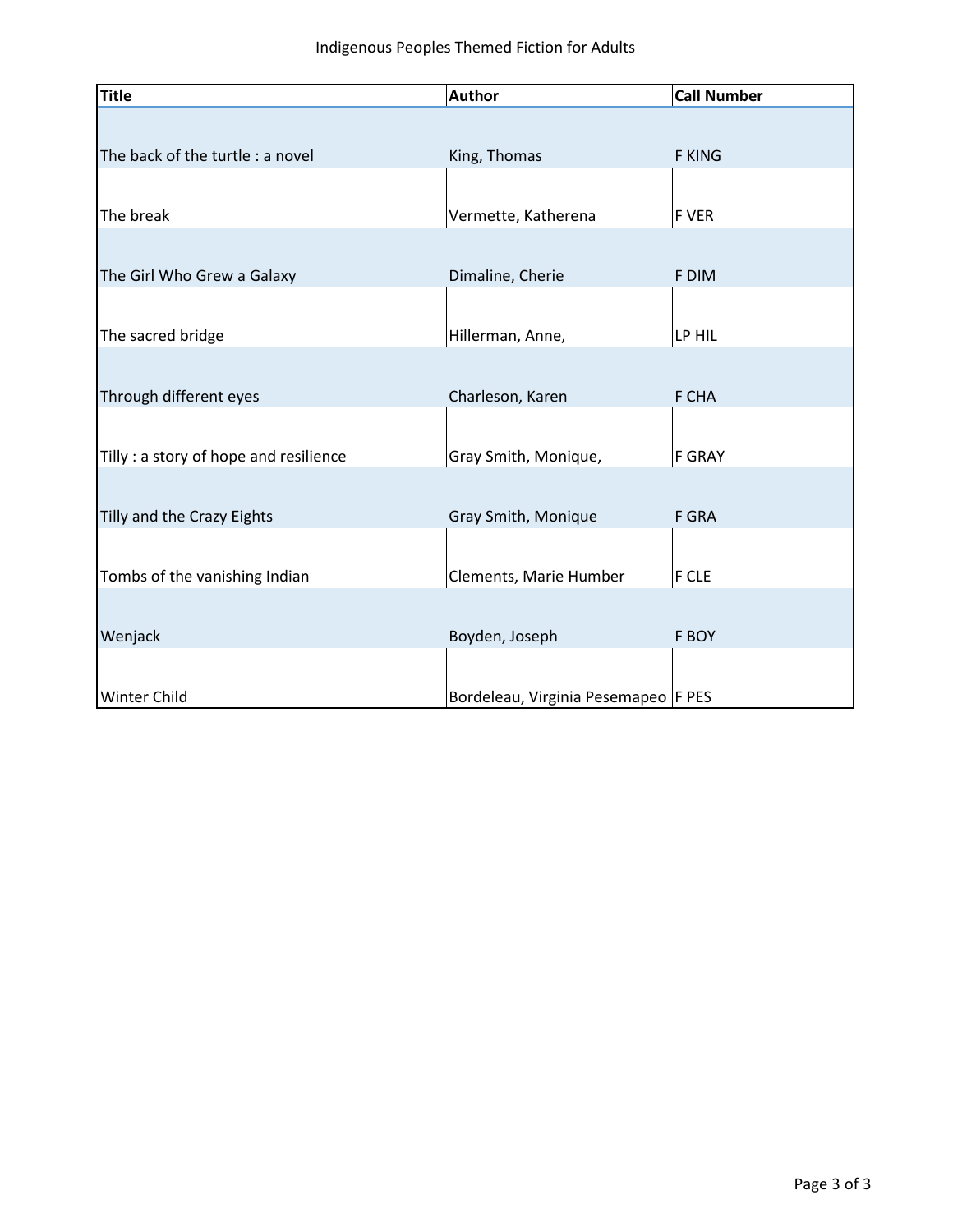Indigenous Peoples Themed Fiction for Adults

| Title | Author | Call Number |
| --- | --- | --- |
| The back of the turtle : a novel | King, Thomas | F KING |
| The break | Vermette, Katherena | F VER |
| The Girl Who Grew a Galaxy | Dimaline, Cherie | F DIM |
| The sacred bridge | Hillerman, Anne, | LP HIL |
| Through different eyes | Charleson, Karen | F CHA |
| Tilly : a story of hope and resilience | Gray Smith, Monique, | F GRAY |
| Tilly and the Crazy Eights | Gray Smith, Monique | F GRA |
| Tombs of the vanishing Indian | Clements, Marie Humber | F CLE |
| Wenjack | Boyden, Joseph | F BOY |
| Winter Child | Bordeleau, Virginia Pesemapeo | F PES |